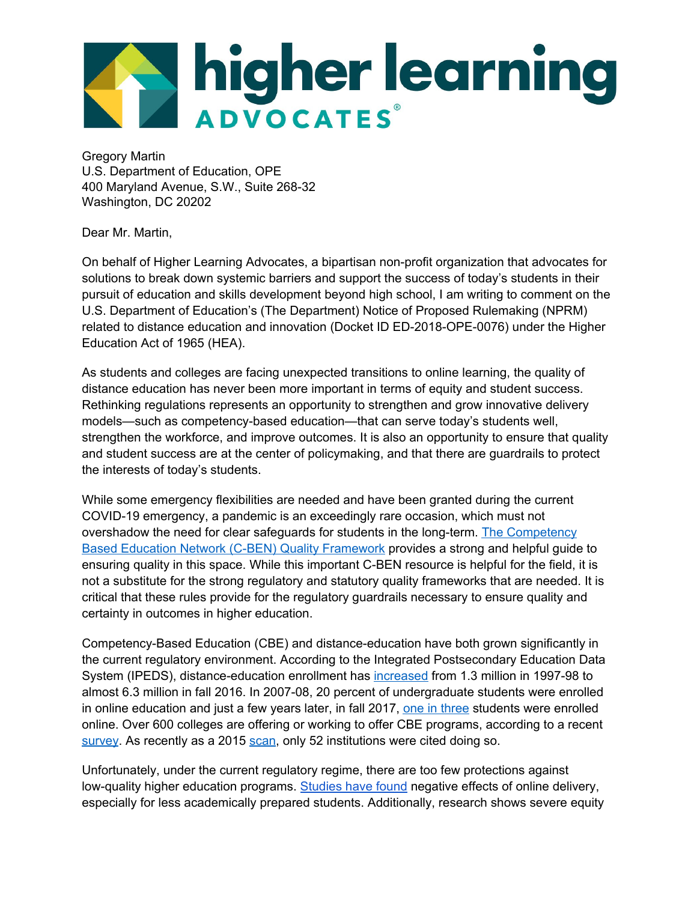Gregory Martin
U.S. Department of Education, OPE
400 Maryland Avenue, S.W., Suite 268-32
Washington, DC 20202

Dear Mr. Martin,

On behalf of Higher Learning Advocates, a bipartisan non-profit organization that advocates for solutions to break down systemic barriers and support the success of today's students in their pursuit of education and skills development beyond high school, I am writing to comment on the U.S. Department of Education's (The Department) Notice of Proposed Rulemaking (NPRM) related to distance education and innovation (Docket ID ED-2018-OPE-0076) under the Higher Education Act of 1965 (HEA).

As students and colleges are facing unexpected transitions to online learning, the quality of distance education has never been more important in terms of equity and student success. Rethinking regulations represents an opportunity to strengthen and grow innovative delivery models—such as competency-based education—that can serve today's students well, strengthen the workforce, and improve outcomes. It is also an opportunity to ensure that quality and student success are at the center of policymaking, and that there are guardrails to protect the interests of today's students.

While some emergency flexibilities are needed and have been granted during the current COVID-19 emergency, a pandemic is an exceedingly rare occasion, which must not overshadow the need for clear safeguards for students in the long-term. The Competency Based Education Network (C-BEN) Quality Framework provides a strong and helpful guide to ensuring quality in this space. While this important C-BEN resource is helpful for the field, it is not a substitute for the strong regulatory and statutory quality frameworks that are needed. It is critical that these rules provide for the regulatory guardrails necessary to ensure quality and certainty in outcomes in higher education.

Competency-Based Education (CBE) and distance-education have both grown significantly in the current regulatory environment. According to the Integrated Postsecondary Education Data System (IPEDS), distance-education enrollment has increased from 1.3 million in 1997-98 to almost 6.3 million in fall 2016. In 2007-08, 20 percent of undergraduate students were enrolled in online education and just a few years later, in fall 2017, one in three students were enrolled online. Over 600 colleges are offering or working to offer CBE programs, according to a recent survey. As recently as a 2015 scan, only 52 institutions were cited doing so.

Unfortunately, under the current regulatory regime, there are too few protections against low-quality higher education programs. Studies have found negative effects of online delivery, especially for less academically prepared students. Additionally, research shows severe equity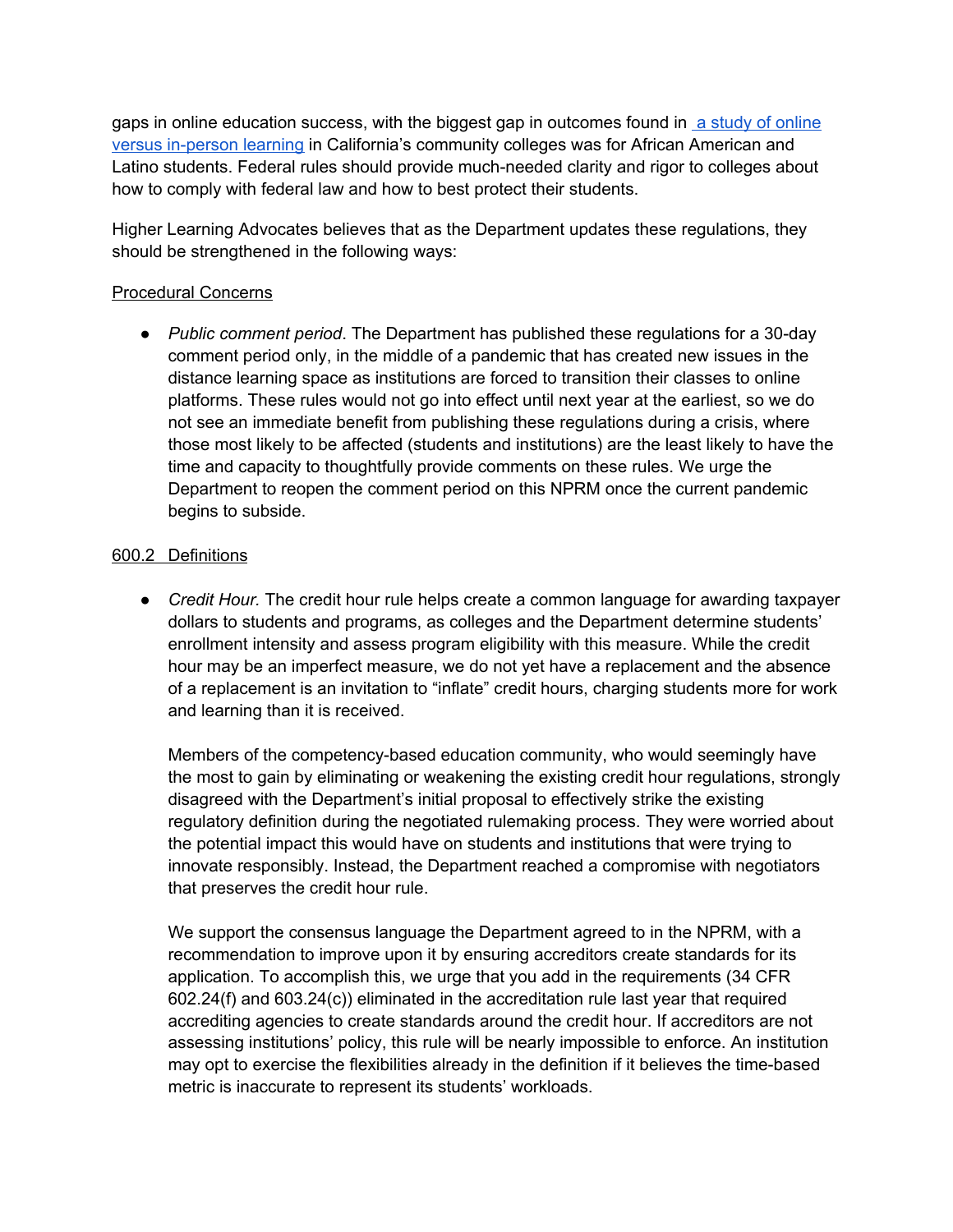gaps in online education success, with the biggest gap in outcomes found in [a study of online versus in-person learning](#) in California's community colleges was for African American and Latino students. Federal rules should provide much-needed clarity and rigor to colleges about how to comply with federal law and how to best protect their students.

Higher Learning Advocates believes that as the Department updates these regulations, they should be strengthened in the following ways:

<u>Procedural Concerns</u>

- *Public comment period*. The Department has published these regulations for a 30-day comment period only, in the middle of a pandemic that has created new issues in the distance learning space as institutions are forced to transition their classes to online platforms. These rules would not go into effect until next year at the earliest, so we do not see an immediate benefit from publishing these regulations during a crisis, where those most likely to be affected (students and institutions) are the least likely to have the time and capacity to thoughtfully provide comments on these rules. We urge the Department to reopen the comment period on this NPRM once the current pandemic begins to subside.

<u>600.2 Definitions</u>

- *Credit Hour.* The credit hour rule helps create a common language for awarding taxpayer dollars to students and programs, as colleges and the Department determine students' enrollment intensity and assess program eligibility with this measure. While the credit hour may be an imperfect measure, we do not yet have a replacement and the absence of a replacement is an invitation to "inflate" credit hours, charging students more for work and learning than it is received.

  Members of the competency-based education community, who would seemingly have the most to gain by eliminating or weakening the existing credit hour regulations, strongly disagreed with the Department's initial proposal to effectively strike the existing regulatory definition during the negotiated rulemaking process. They were worried about the potential impact this would have on students and institutions that were trying to innovate responsibly. Instead, the Department reached a compromise with negotiators that preserves the credit hour rule.

  We support the consensus language the Department agreed to in the NPRM, with a recommendation to improve upon it by ensuring accreditors create standards for its application. To accomplish this, we urge that you add in the requirements (34 CFR 602.24(f) and 603.24(c)) eliminated in the accreditation rule last year that required accrediting agencies to create standards around the credit hour. If accreditors are not assessing institutions' policy, this rule will be nearly impossible to enforce. An institution may opt to exercise the flexibilities already in the definition if it believes the time-based metric is inaccurate to represent its students' workloads.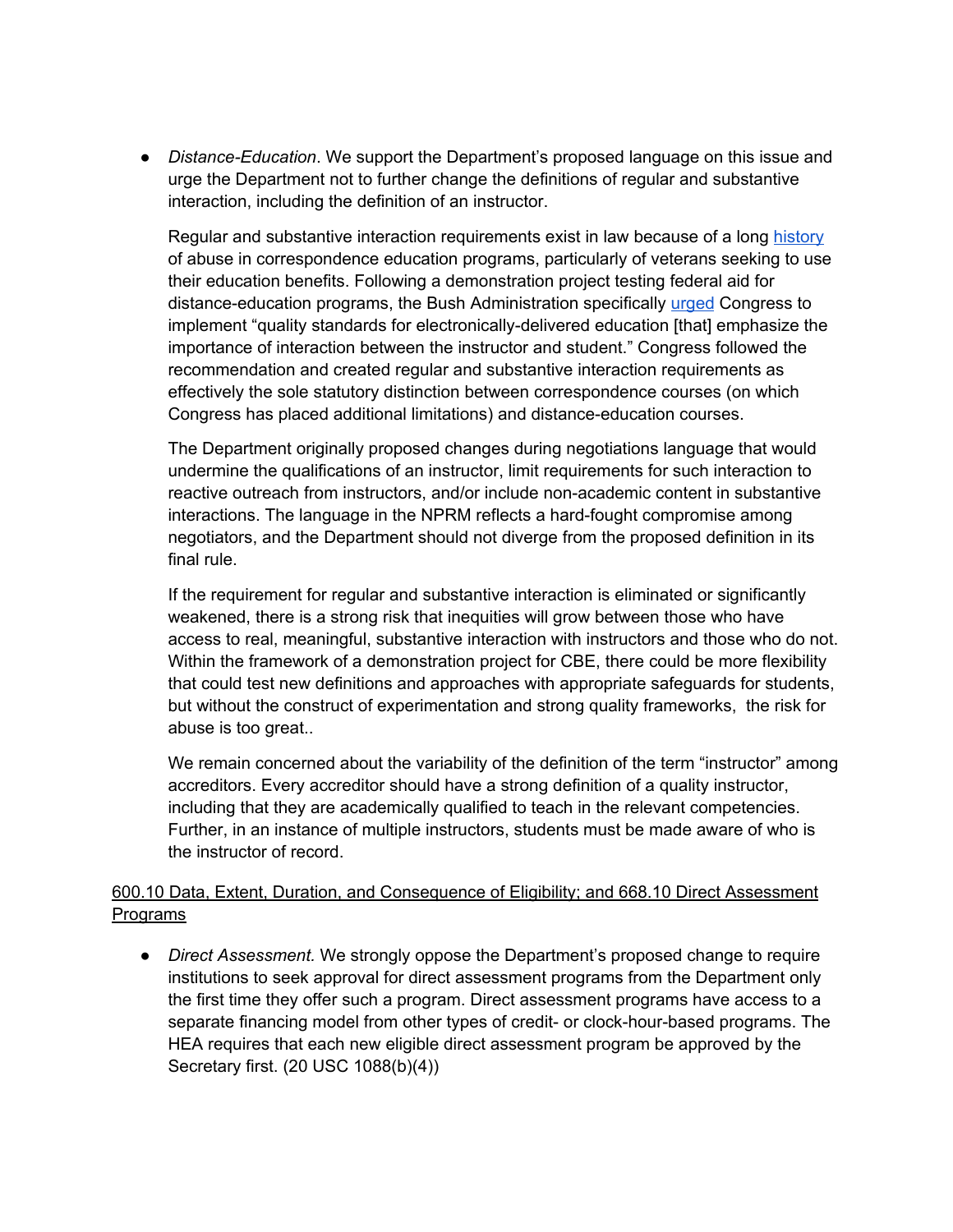- *Distance-Education*. We support the Department's proposed language on this issue and urge the Department not to further change the definitions of regular and substantive interaction, including the definition of an instructor.

  Regular and substantive interaction requirements exist in law because of a long history of abuse in correspondence education programs, particularly of veterans seeking to use their education benefits. Following a demonstration project testing federal aid for distance-education programs, the Bush Administration specifically urged Congress to implement "quality standards for electronically-delivered education [that] emphasize the importance of interaction between the instructor and student." Congress followed the recommendation and created regular and substantive interaction requirements as effectively the sole statutory distinction between correspondence courses (on which Congress has placed additional limitations) and distance-education courses.

  The Department originally proposed changes during negotiations language that would undermine the qualifications of an instructor, limit requirements for such interaction to reactive outreach from instructors, and/or include non-academic content in substantive interactions. The language in the NPRM reflects a hard-fought compromise among negotiators, and the Department should not diverge from the proposed definition in its final rule.

  If the requirement for regular and substantive interaction is eliminated or significantly weakened, there is a strong risk that inequities will grow between those who have access to real, meaningful, substantive interaction with instructors and those who do not. Within the framework of a demonstration project for CBE, there could be more flexibility that could test new definitions and approaches with appropriate safeguards for students, but without the construct of experimentation and strong quality frameworks, the risk for abuse is too great..

  We remain concerned about the variability of the definition of the term "instructor" among accreditors. Every accreditor should have a strong definition of a quality instructor, including that they are academically qualified to teach in the relevant competencies. Further, in an instance of multiple instructors, students must be made aware of who is the instructor of record.

600.10 Data, Extent, Duration, and Consequence of Eligibility; and 668.10 Direct Assessment Programs

- *Direct Assessment.* We strongly oppose the Department's proposed change to require institutions to seek approval for direct assessment programs from the Department only the first time they offer such a program. Direct assessment programs have access to a separate financing model from other types of credit- or clock-hour-based programs. The HEA requires that each new eligible direct assessment program be approved by the Secretary first. (20 USC 1088(b)(4))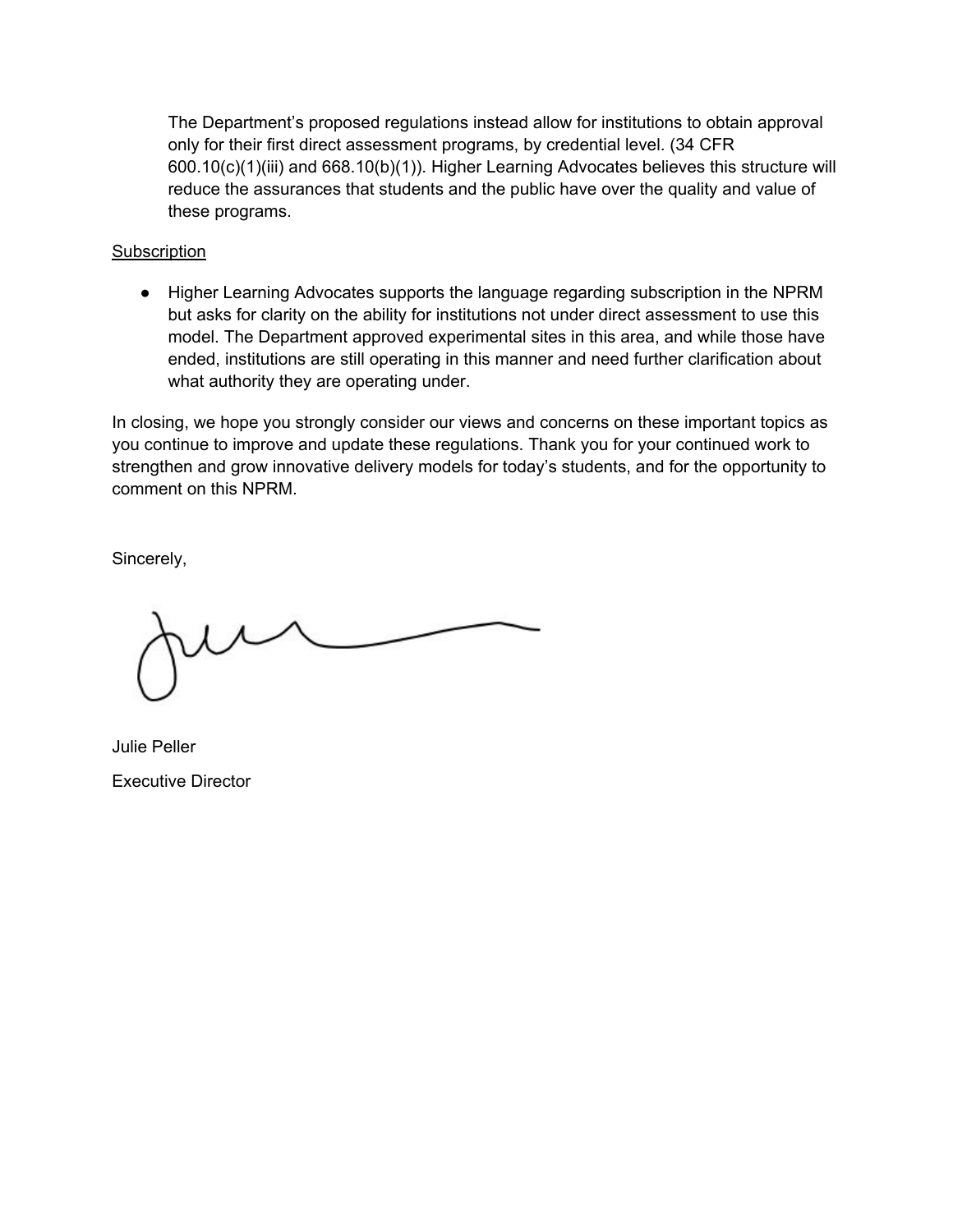The Department's proposed regulations instead allow for institutions to obtain approval only for their first direct assessment programs, by credential level. (34 CFR 600.10(c)(1)(iii) and 668.10(b)(1)). Higher Learning Advocates believes this structure will reduce the assurances that students and the public have over the quality and value of these programs.

<u>Subscription</u>

- Higher Learning Advocates supports the language regarding subscription in the NPRM but asks for clarity on the ability for institutions not under direct assessment to use this model. The Department approved experimental sites in this area, and while those have ended, institutions are still operating in this manner and need further clarification about what authority they are operating under.

In closing, we hope you strongly consider our views and concerns on these important topics as you continue to improve and update these regulations. Thank you for your continued work to strengthen and grow innovative delivery models for today's students, and for the opportunity to comment on this NPRM.

Sincerely,

Julie Peller

Executive Director